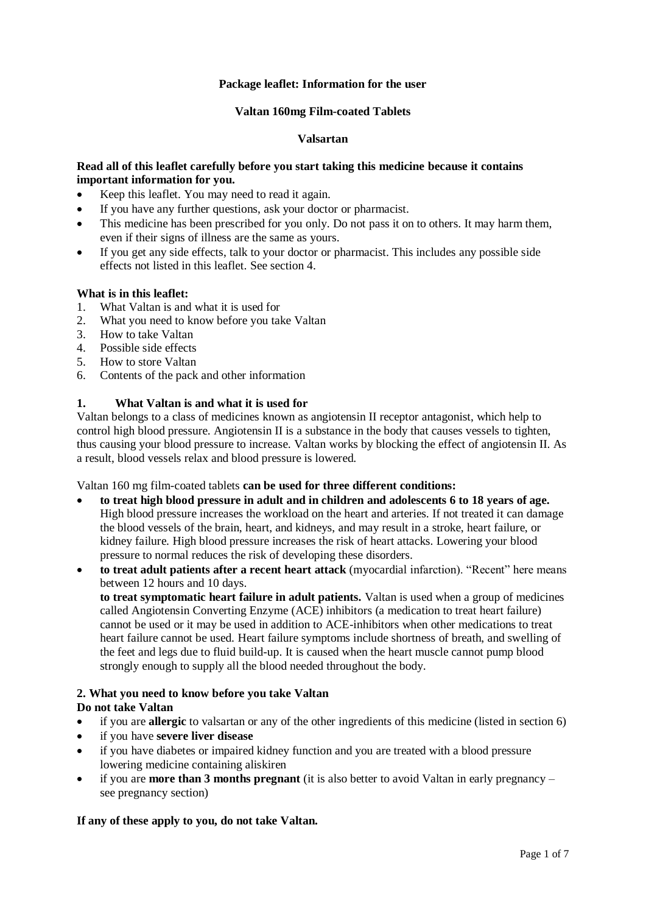**Package leaflet: Information for the user**

**Valtan 160mg Film-coated Tablets**

**Valsartan**

**Read all of this leaflet carefully before you start taking this medicine because it contains important information for you.**

- Keep this leaflet. You may need to read it again.
- If you have any further questions, ask your doctor or pharmacist.
- This medicine has been prescribed for you only. Do not pass it on to others. It may harm them, even if their signs of illness are the same as yours.
- If you get any side effects, talk to your doctor or pharmacist. This includes any possible side effects not listed in this leaflet. See section 4.

**What is in this leaflet:**

1. What Valtan is and what it is used for
2. What you need to know before you take Valtan
3. How to take Valtan
4. Possible side effects
5. How to store Valtan
6. Contents of the pack and other information

## 1. What Valtan is and what it is used for

Valtan belongs to a class of medicines known as angiotensin II receptor antagonist, which help to control high blood pressure. Angiotensin II is a substance in the body that causes vessels to tighten, thus causing your blood pressure to increase. Valtan works by blocking the effect of angiotensin II. As a result, blood vessels relax and blood pressure is lowered.

Valtan 160 mg film-coated tablets **can be used for three different conditions:**

- **to treat high blood pressure in adult and in children and adolescents 6 to 18 years of age.** High blood pressure increases the workload on the heart and arteries. If not treated it can damage the blood vessels of the brain, heart, and kidneys, and may result in a stroke, heart failure, or kidney failure. High blood pressure increases the risk of heart attacks. Lowering your blood pressure to normal reduces the risk of developing these disorders.
- **to treat adult patients after a recent heart attack** (myocardial infarction). "Recent" here means between 12 hours and 10 days.
  **to treat symptomatic heart failure in adult patients.** Valtan is used when a group of medicines called Angiotensin Converting Enzyme (ACE) inhibitors (a medication to treat heart failure) cannot be used or it may be used in addition to ACE-inhibitors when other medications to treat heart failure cannot be used. Heart failure symptoms include shortness of breath, and swelling of the feet and legs due to fluid build-up. It is caused when the heart muscle cannot pump blood strongly enough to supply all the blood needed throughout the body.

## 2. What you need to know before you take Valtan

**Do not take Valtan**

- if you are **allergic** to valsartan or any of the other ingredients of this medicine (listed in section 6)
- if you have **severe liver disease**
- if you have diabetes or impaired kidney function and you are treated with a blood pressure lowering medicine containing aliskiren
- if you are **more than 3 months pregnant** (it is also better to avoid Valtan in early pregnancy – see pregnancy section)

**If any of these apply to you, do not take Valtan.**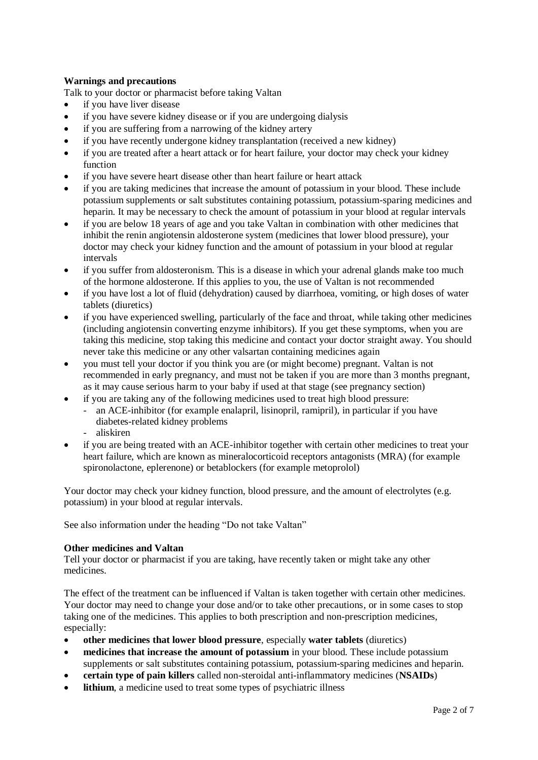**Warnings and precautions**

Talk to your doctor or pharmacist before taking Valtan

- if you have liver disease
- if you have severe kidney disease or if you are undergoing dialysis
- if you are suffering from a narrowing of the kidney artery
- if you have recently undergone kidney transplantation (received a new kidney)
- if you are treated after a heart attack or for heart failure, your doctor may check your kidney function
- if you have severe heart disease other than heart failure or heart attack
- if you are taking medicines that increase the amount of potassium in your blood. These include potassium supplements or salt substitutes containing potassium, potassium-sparing medicines and heparin. It may be necessary to check the amount of potassium in your blood at regular intervals
- if you are below 18 years of age and you take Valtan in combination with other medicines that inhibit the renin angiotensin aldosterone system (medicines that lower blood pressure), your doctor may check your kidney function and the amount of potassium in your blood at regular intervals
- if you suffer from aldosteronism. This is a disease in which your adrenal glands make too much of the hormone aldosterone. If this applies to you, the use of Valtan is not recommended
- if you have lost a lot of fluid (dehydration) caused by diarrhoea, vomiting, or high doses of water tablets (diuretics)
- if you have experienced swelling, particularly of the face and throat, while taking other medicines (including angiotensin converting enzyme inhibitors). If you get these symptoms, when you are taking this medicine, stop taking this medicine and contact your doctor straight away. You should never take this medicine or any other valsartan containing medicines again
- you must tell your doctor if you think you are (or might become) pregnant. Valtan is not recommended in early pregnancy, and must not be taken if you are more than 3 months pregnant, as it may cause serious harm to your baby if used at that stage (see pregnancy section)
- if you are taking any of the following medicines used to treat high blood pressure:
  - an ACE-inhibitor (for example enalapril, lisinopril, ramipril), in particular if you have diabetes-related kidney problems
  - aliskiren
- if you are being treated with an ACE-inhibitor together with certain other medicines to treat your heart failure, which are known as mineralocorticoid receptors antagonists (MRA) (for example spironolactone, eplerenone) or betablockers (for example metoprolol)

Your doctor may check your kidney function, blood pressure, and the amount of electrolytes (e.g. potassium) in your blood at regular intervals.

See also information under the heading "Do not take Valtan"

**Other medicines and Valtan**

Tell your doctor or pharmacist if you are taking, have recently taken or might take any other medicines.

The effect of the treatment can be influenced if Valtan is taken together with certain other medicines. Your doctor may need to change your dose and/or to take other precautions, or in some cases to stop taking one of the medicines. This applies to both prescription and non-prescription medicines, especially:

- **other medicines that lower blood pressure**, especially **water tablets** (diuretics)
- **medicines that increase the amount of potassium** in your blood. These include potassium supplements or salt substitutes containing potassium, potassium-sparing medicines and heparin.
- **certain type of pain killers** called non-steroidal anti-inflammatory medicines (**NSAIDs**)
- **lithium**, a medicine used to treat some types of psychiatric illness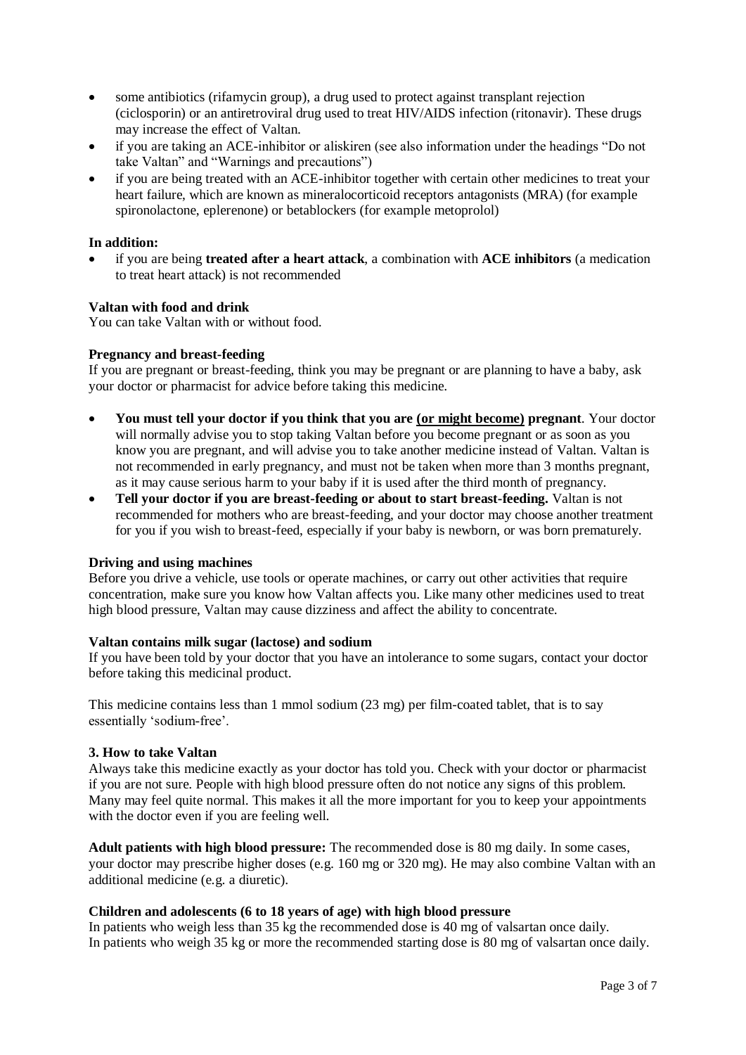- some antibiotics (rifamycin group), a drug used to protect against transplant rejection (ciclosporin) or an antiretroviral drug used to treat HIV/AIDS infection (ritonavir). These drugs may increase the effect of Valtan.
- if you are taking an ACE-inhibitor or aliskiren (see also information under the headings "Do not take Valtan" and "Warnings and precautions")
- if you are being treated with an ACE-inhibitor together with certain other medicines to treat your heart failure, which are known as mineralocorticoid receptors antagonists (MRA) (for example spironolactone, eplerenone) or betablockers (for example metoprolol)

**In addition:**

- if you are being **treated after a heart attack**, a combination with **ACE inhibitors** (a medication to treat heart attack) is not recommended

**Valtan with food and drink**

You can take Valtan with or without food.

**Pregnancy and breast-feeding**

If you are pregnant or breast-feeding, think you may be pregnant or are planning to have a baby, ask your doctor or pharmacist for advice before taking this medicine.

- **You must tell your doctor if you think that you are <u>(or might become)</u> pregnant**. Your doctor will normally advise you to stop taking Valtan before you become pregnant or as soon as you know you are pregnant, and will advise you to take another medicine instead of Valtan. Valtan is not recommended in early pregnancy, and must not be taken when more than 3 months pregnant, as it may cause serious harm to your baby if it is used after the third month of pregnancy.
- **Tell your doctor if you are breast-feeding or about to start breast-feeding.** Valtan is not recommended for mothers who are breast-feeding, and your doctor may choose another treatment for you if you wish to breast-feed, especially if your baby is newborn, or was born prematurely.

**Driving and using machines**

Before you drive a vehicle, use tools or operate machines, or carry out other activities that require concentration, make sure you know how Valtan affects you. Like many other medicines used to treat high blood pressure, Valtan may cause dizziness and affect the ability to concentrate.

**Valtan contains milk sugar (lactose) and sodium**

If you have been told by your doctor that you have an intolerance to some sugars, contact your doctor before taking this medicinal product.

This medicine contains less than 1 mmol sodium (23 mg) per film-coated tablet, that is to say essentially 'sodium-free'.

## 3. How to take Valtan

Always take this medicine exactly as your doctor has told you. Check with your doctor or pharmacist if you are not sure. People with high blood pressure often do not notice any signs of this problem. Many may feel quite normal. This makes it all the more important for you to keep your appointments with the doctor even if you are feeling well.

**Adult patients with high blood pressure:** The recommended dose is 80 mg daily. In some cases, your doctor may prescribe higher doses (e.g. 160 mg or 320 mg). He may also combine Valtan with an additional medicine (e.g. a diuretic).

**Children and adolescents (6 to 18 years of age) with high blood pressure**

In patients who weigh less than 35 kg the recommended dose is 40 mg of valsartan once daily.
In patients who weigh 35 kg or more the recommended starting dose is 80 mg of valsartan once daily.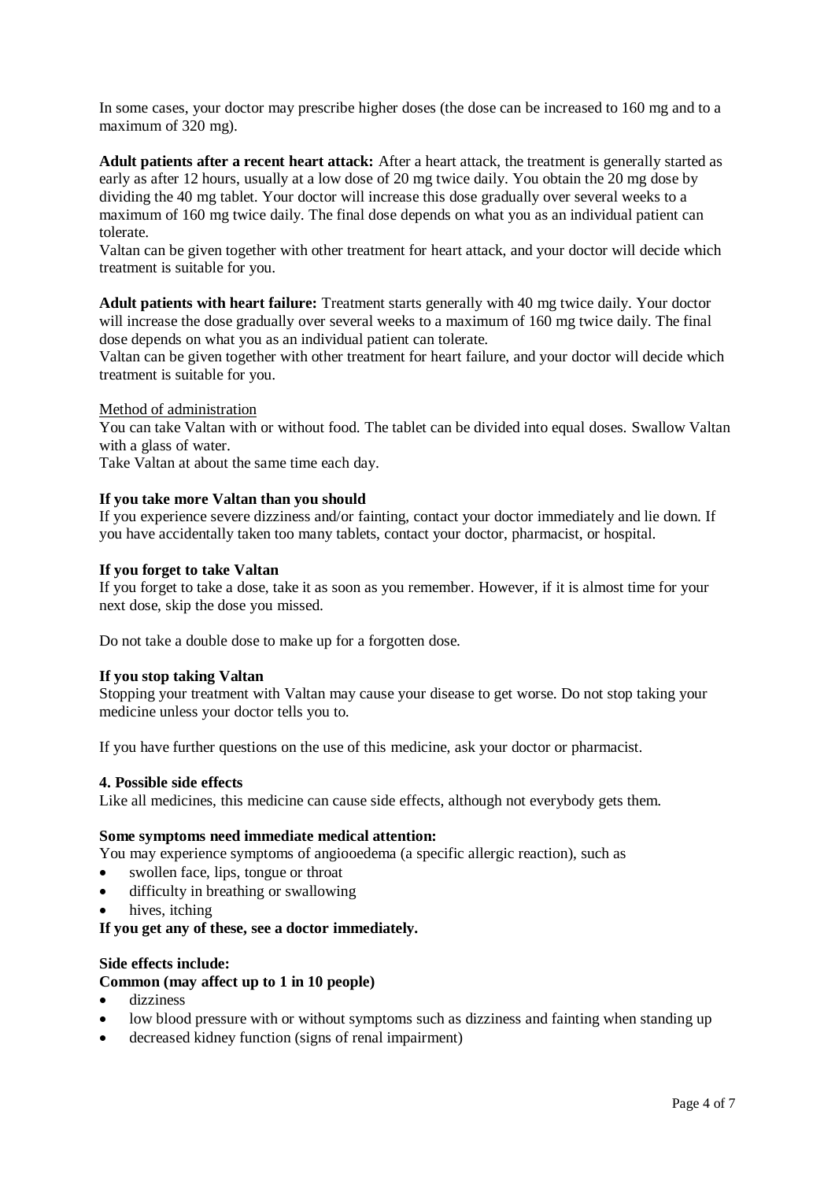In some cases, your doctor may prescribe higher doses (the dose can be increased to 160 mg and to a maximum of 320 mg).

**Adult patients after a recent heart attack:** After a heart attack, the treatment is generally started as early as after 12 hours, usually at a low dose of 20 mg twice daily. You obtain the 20 mg dose by dividing the 40 mg tablet. Your doctor will increase this dose gradually over several weeks to a maximum of 160 mg twice daily. The final dose depends on what you as an individual patient can tolerate.

Valtan can be given together with other treatment for heart attack, and your doctor will decide which treatment is suitable for you.

**Adult patients with heart failure:** Treatment starts generally with 40 mg twice daily. Your doctor will increase the dose gradually over several weeks to a maximum of 160 mg twice daily. The final dose depends on what you as an individual patient can tolerate.

Valtan can be given together with other treatment for heart failure, and your doctor will decide which treatment is suitable for you.

<u>Method of administration</u>

You can take Valtan with or without food. The tablet can be divided into equal doses. Swallow Valtan with a glass of water.

Take Valtan at about the same time each day.

**If you take more Valtan than you should**

If you experience severe dizziness and/or fainting, contact your doctor immediately and lie down. If you have accidentally taken too many tablets, contact your doctor, pharmacist, or hospital.

**If you forget to take Valtan**

If you forget to take a dose, take it as soon as you remember. However, if it is almost time for your next dose, skip the dose you missed.

Do not take a double dose to make up for a forgotten dose.

**If you stop taking Valtan**

Stopping your treatment with Valtan may cause your disease to get worse. Do not stop taking your medicine unless your doctor tells you to.

If you have further questions on the use of this medicine, ask your doctor or pharmacist.

## 4. Possible side effects

Like all medicines, this medicine can cause side effects, although not everybody gets them.

**Some symptoms need immediate medical attention:**

You may experience symptoms of angiooedema (a specific allergic reaction), such as

- swollen face, lips, tongue or throat
- difficulty in breathing or swallowing
- hives, itching

**If you get any of these, see a doctor immediately.**

**Side effects include:**

**Common (may affect up to 1 in 10 people)**

- dizziness
- low blood pressure with or without symptoms such as dizziness and fainting when standing up
- decreased kidney function (signs of renal impairment)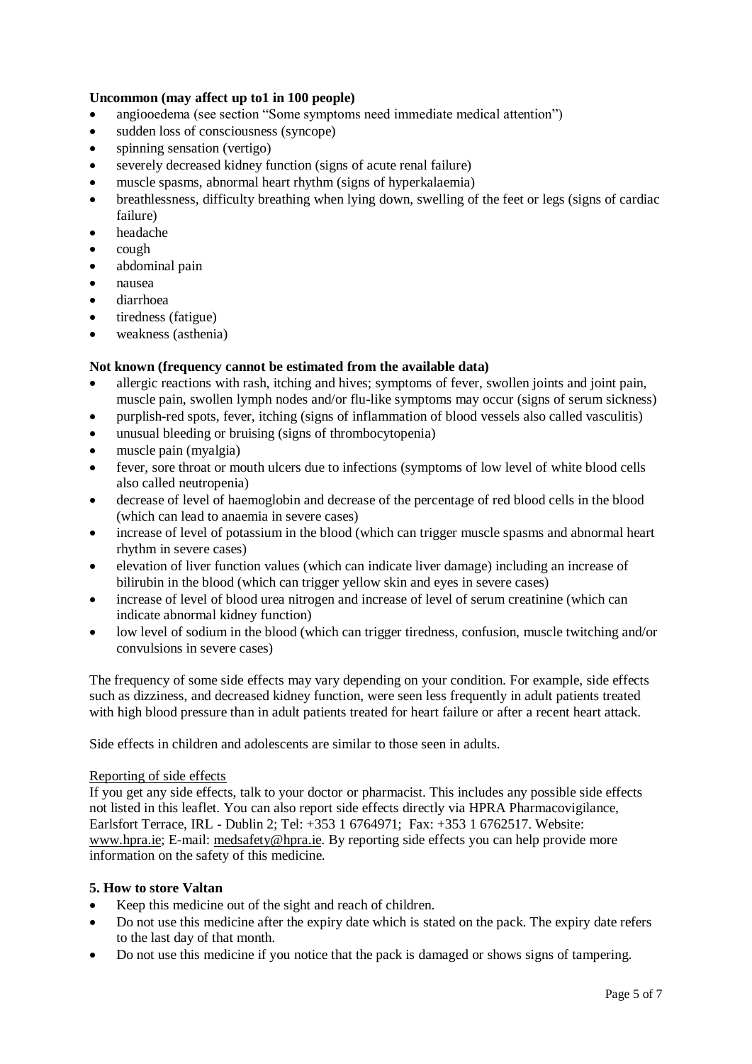**Uncommon (may affect up to1 in 100 people)**

- angiooedema (see section "Some symptoms need immediate medical attention")
- sudden loss of consciousness (syncope)
- spinning sensation (vertigo)
- severely decreased kidney function (signs of acute renal failure)
- muscle spasms, abnormal heart rhythm (signs of hyperkalaemia)
- breathlessness, difficulty breathing when lying down, swelling of the feet or legs (signs of cardiac failure)
- headache
- cough
- abdominal pain
- nausea
- diarrhoea
- tiredness (fatigue)
- weakness (asthenia)

**Not known (frequency cannot be estimated from the available data)**

- allergic reactions with rash, itching and hives; symptoms of fever, swollen joints and joint pain, muscle pain, swollen lymph nodes and/or flu-like symptoms may occur (signs of serum sickness)
- purplish-red spots, fever, itching (signs of inflammation of blood vessels also called vasculitis)
- unusual bleeding or bruising (signs of thrombocytopenia)
- muscle pain (myalgia)
- fever, sore throat or mouth ulcers due to infections (symptoms of low level of white blood cells also called neutropenia)
- decrease of level of haemoglobin and decrease of the percentage of red blood cells in the blood (which can lead to anaemia in severe cases)
- increase of level of potassium in the blood (which can trigger muscle spasms and abnormal heart rhythm in severe cases)
- elevation of liver function values (which can indicate liver damage) including an increase of bilirubin in the blood (which can trigger yellow skin and eyes in severe cases)
- increase of level of blood urea nitrogen and increase of level of serum creatinine (which can indicate abnormal kidney function)
- low level of sodium in the blood (which can trigger tiredness, confusion, muscle twitching and/or convulsions in severe cases)

The frequency of some side effects may vary depending on your condition. For example, side effects such as dizziness, and decreased kidney function, were seen less frequently in adult patients treated with high blood pressure than in adult patients treated for heart failure or after a recent heart attack.

Side effects in children and adolescents are similar to those seen in adults.

Reporting of side effects

If you get any side effects, talk to your doctor or pharmacist. This includes any possible side effects not listed in this leaflet. You can also report side effects directly via HPRA Pharmacovigilance, Earlsfort Terrace, IRL - Dublin 2; Tel: +353 1 6764971; Fax: +353 1 6762517. Website: www.hpra.ie; E-mail: medsafety@hpra.ie. By reporting side effects you can help provide more information on the safety of this medicine.

## 5. How to store Valtan

- Keep this medicine out of the sight and reach of children.
- Do not use this medicine after the expiry date which is stated on the pack. The expiry date refers to the last day of that month.
- Do not use this medicine if you notice that the pack is damaged or shows signs of tampering.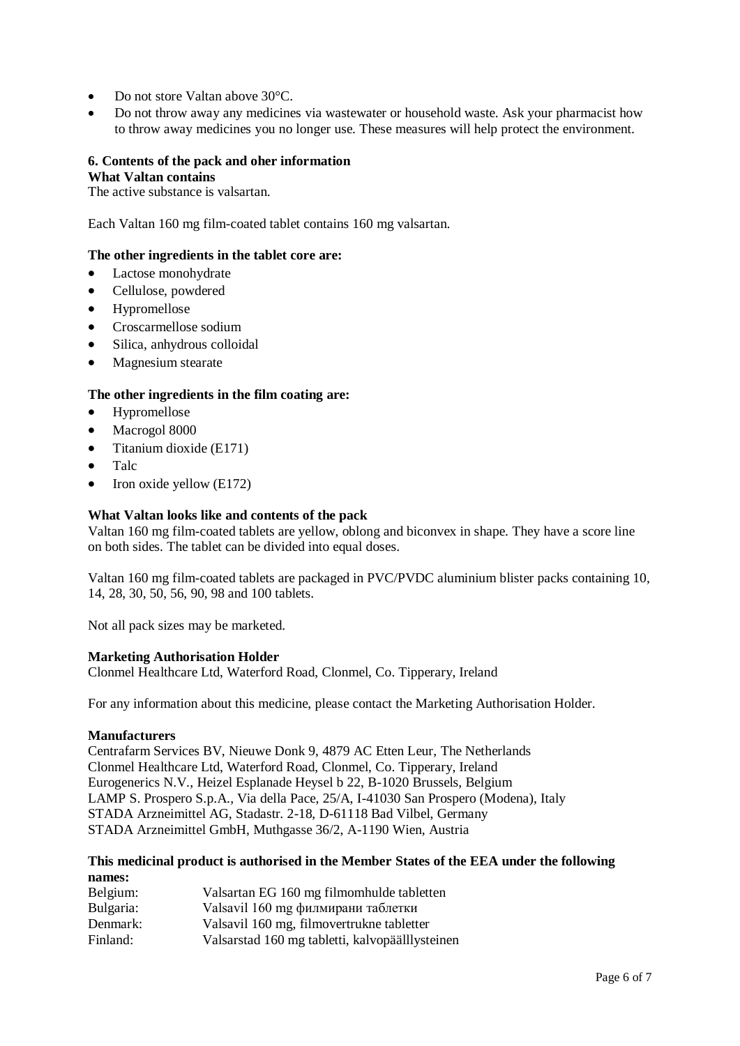- Do not store Valtan above 30°C.
- Do not throw away any medicines via wastewater or household waste. Ask your pharmacist how to throw away medicines you no longer use. These measures will help protect the environment.

**6. Contents of the pack and oher information**

**What Valtan contains**

The active substance is valsartan.

Each Valtan 160 mg film-coated tablet contains 160 mg valsartan.

**The other ingredients in the tablet core are:**

- Lactose monohydrate
- Cellulose, powdered
- Hypromellose
- Croscarmellose sodium
- Silica, anhydrous colloidal
- Magnesium stearate

**The other ingredients in the film coating are:**

- Hypromellose
- Macrogol 8000
- Titanium dioxide (E171)
- Talc
- Iron oxide yellow (E172)

**What Valtan looks like and contents of the pack**

Valtan 160 mg film-coated tablets are yellow, oblong and biconvex in shape. They have a score line on both sides. The tablet can be divided into equal doses.

Valtan 160 mg film-coated tablets are packaged in PVC/PVDC aluminium blister packs containing 10, 14, 28, 30, 50, 56, 90, 98 and 100 tablets.

Not all pack sizes may be marketed.

**Marketing Authorisation Holder**

Clonmel Healthcare Ltd, Waterford Road, Clonmel, Co. Tipperary, Ireland

For any information about this medicine, please contact the Marketing Authorisation Holder.

**Manufacturers**

Centrafarm Services BV, Nieuwe Donk 9, 4879 AC Etten Leur, The Netherlands
Clonmel Healthcare Ltd, Waterford Road, Clonmel, Co. Tipperary, Ireland
Eurogenerics N.V., Heizel Esplanade Heysel b 22, B-1020 Brussels, Belgium
LAMP S. Prospero S.p.A., Via della Pace, 25/A, I-41030 San Prospero (Modena), Italy
STADA Arzneimittel AG, Stadastr. 2-18, D-61118 Bad Vilbel, Germany
STADA Arzneimittel GmbH, Muthgasse 36/2, A-1190 Wien, Austria

**This medicinal product is authorised in the Member States of the EEA under the following names:**

| | |
|---|---|
| Belgium: | Valsartan EG 160 mg filmomhulde tabletten |
| Bulgaria: | Valsavil 160 mg филмирани таблетки |
| Denmark: | Valsavil 160 mg, filmovertrukne tabletter |
| Finland: | Valsarstad 160 mg tabletti, kalvopäälllysteinen |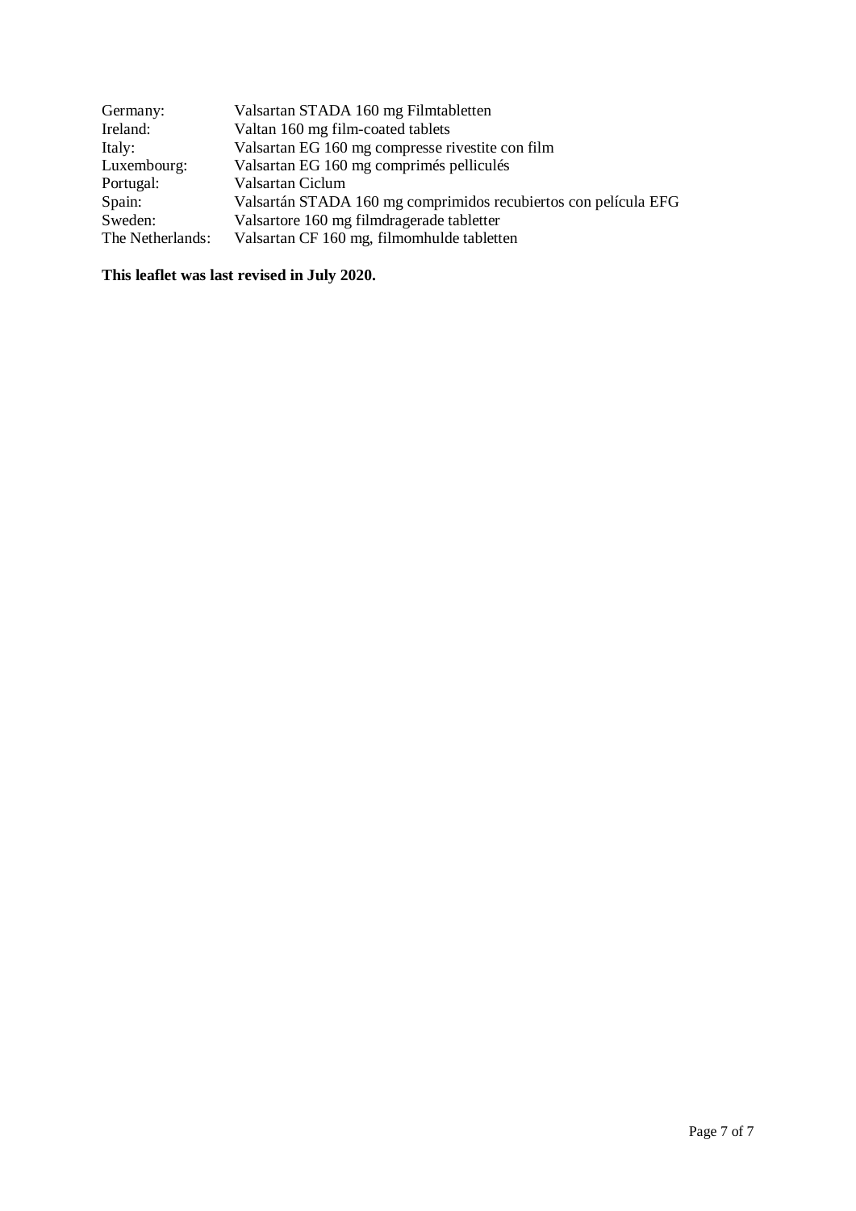| | |
|---|---|
| Germany: | Valsartan STADA 160 mg Filmtabletten |
| Ireland: | Valtan 160 mg film-coated tablets |
| Italy: | Valsartan EG 160 mg compresse rivestite con film |
| Luxembourg: | Valsartan EG 160 mg comprimés pelliculés |
| Portugal: | Valsartan Ciclum |
| Spain: | Valsartán STADA 160 mg comprimidos recubiertos con película EFG |
| Sweden: | Valsartore 160 mg filmdragerade tabletter |
| The Netherlands: | Valsartan CF 160 mg, filmomhulde tabletten |

**This leaflet was last revised in July 2020.**